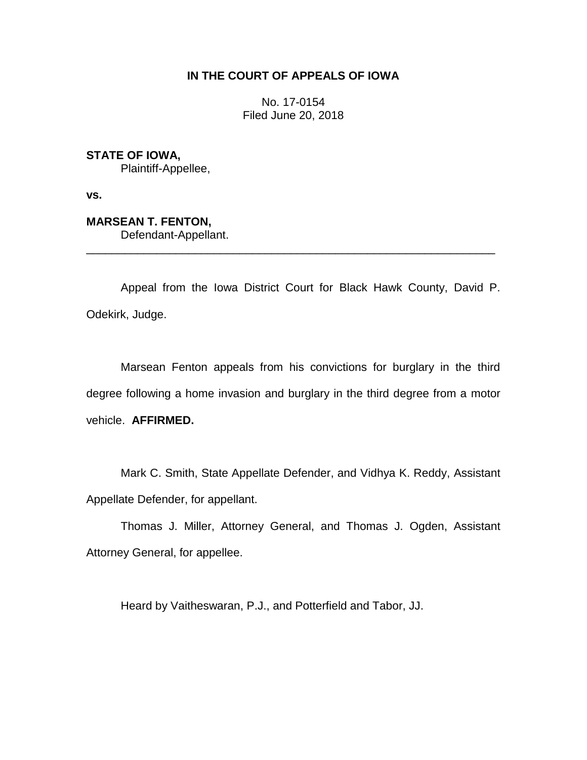**IN THE COURT OF APPEALS OF IOWA**

No. 17-0154
Filed June 20, 2018

**STATE OF IOWA,**
Plaintiff-Appellee,

**vs.**

**MARSEAN T. FENTON,**
Defendant-Appellant.

---

Appeal from the Iowa District Court for Black Hawk County, David P. Odekirk, Judge.

Marsean Fenton appeals from his convictions for burglary in the third degree following a home invasion and burglary in the third degree from a motor vehicle. **AFFIRMED.**

Mark C. Smith, State Appellate Defender, and Vidhya K. Reddy, Assistant Appellate Defender, for appellant.

Thomas J. Miller, Attorney General, and Thomas J. Ogden, Assistant Attorney General, for appellee.

Heard by Vaitheswaran, P.J., and Potterfield and Tabor, JJ.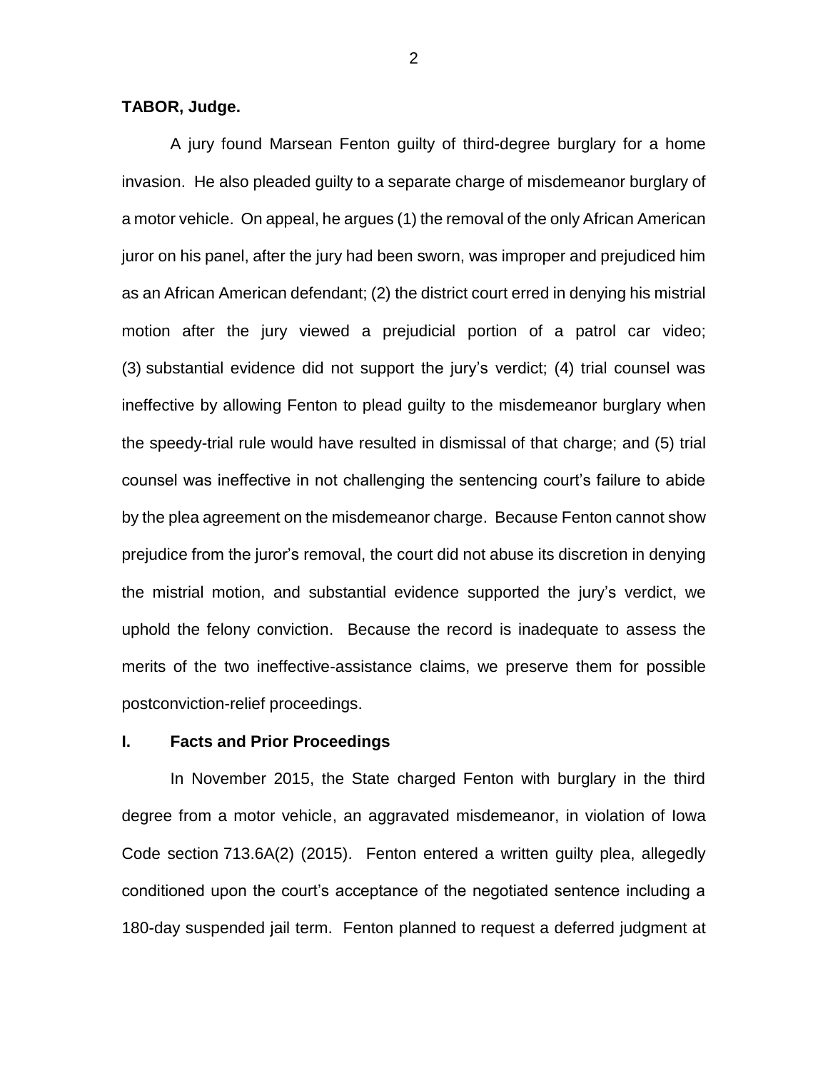**TABOR, Judge.**

A jury found Marsean Fenton guilty of third-degree burglary for a home invasion. He also pleaded guilty to a separate charge of misdemeanor burglary of a motor vehicle. On appeal, he argues (1) the removal of the only African American juror on his panel, after the jury had been sworn, was improper and prejudiced him as an African American defendant; (2) the district court erred in denying his mistrial motion after the jury viewed a prejudicial portion of a patrol car video; (3) substantial evidence did not support the jury's verdict; (4) trial counsel was ineffective by allowing Fenton to plead guilty to the misdemeanor burglary when the speedy-trial rule would have resulted in dismissal of that charge; and (5) trial counsel was ineffective in not challenging the sentencing court's failure to abide by the plea agreement on the misdemeanor charge. Because Fenton cannot show prejudice from the juror's removal, the court did not abuse its discretion in denying the mistrial motion, and substantial evidence supported the jury's verdict, we uphold the felony conviction. Because the record is inadequate to assess the merits of the two ineffective-assistance claims, we preserve them for possible postconviction-relief proceedings.

## I. Facts and Prior Proceedings

In November 2015, the State charged Fenton with burglary in the third degree from a motor vehicle, an aggravated misdemeanor, in violation of Iowa Code section 713.6A(2) (2015). Fenton entered a written guilty plea, allegedly conditioned upon the court's acceptance of the negotiated sentence including a 180-day suspended jail term. Fenton planned to request a deferred judgment at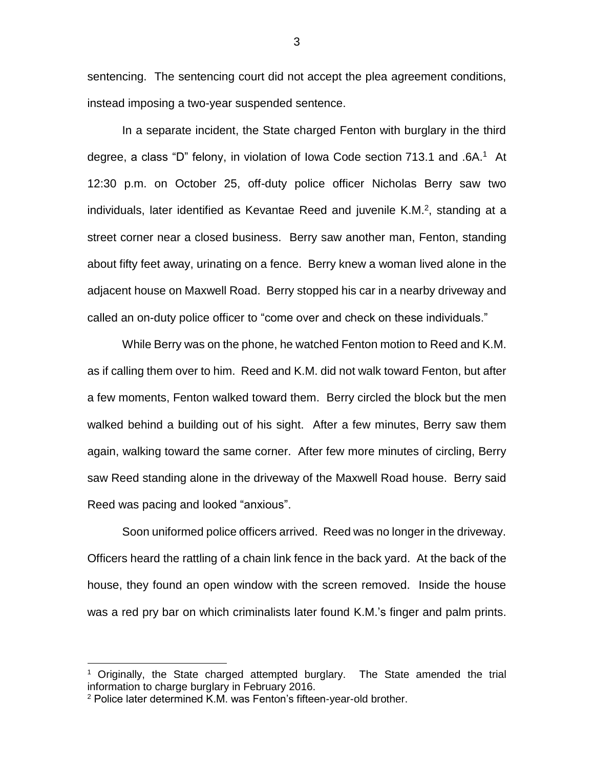sentencing. The sentencing court did not accept the plea agreement conditions, instead imposing a two-year suspended sentence.

In a separate incident, the State charged Fenton with burglary in the third degree, a class "D" felony, in violation of Iowa Code section 713.1 and .6A.[1] At 12:30 p.m. on October 25, off-duty police officer Nicholas Berry saw two individuals, later identified as Kevantae Reed and juvenile K.M.[2], standing at a street corner near a closed business. Berry saw another man, Fenton, standing about fifty feet away, urinating on a fence. Berry knew a woman lived alone in the adjacent house on Maxwell Road. Berry stopped his car in a nearby driveway and called an on-duty police officer to "come over and check on these individuals."

While Berry was on the phone, he watched Fenton motion to Reed and K.M. as if calling them over to him. Reed and K.M. did not walk toward Fenton, but after a few moments, Fenton walked toward them. Berry circled the block but the men walked behind a building out of his sight. After a few minutes, Berry saw them again, walking toward the same corner. After few more minutes of circling, Berry saw Reed standing alone in the driveway of the Maxwell Road house. Berry said Reed was pacing and looked "anxious".

Soon uniformed police officers arrived. Reed was no longer in the driveway. Officers heard the rattling of a chain link fence in the back yard. At the back of the house, they found an open window with the screen removed. Inside the house was a red pry bar on which criminalists later found K.M.'s finger and palm prints.

---

[1] Originally, the State charged attempted burglary. The State amended the trial information to charge burglary in February 2016.

[2] Police later determined K.M. was Fenton's fifteen-year-old brother.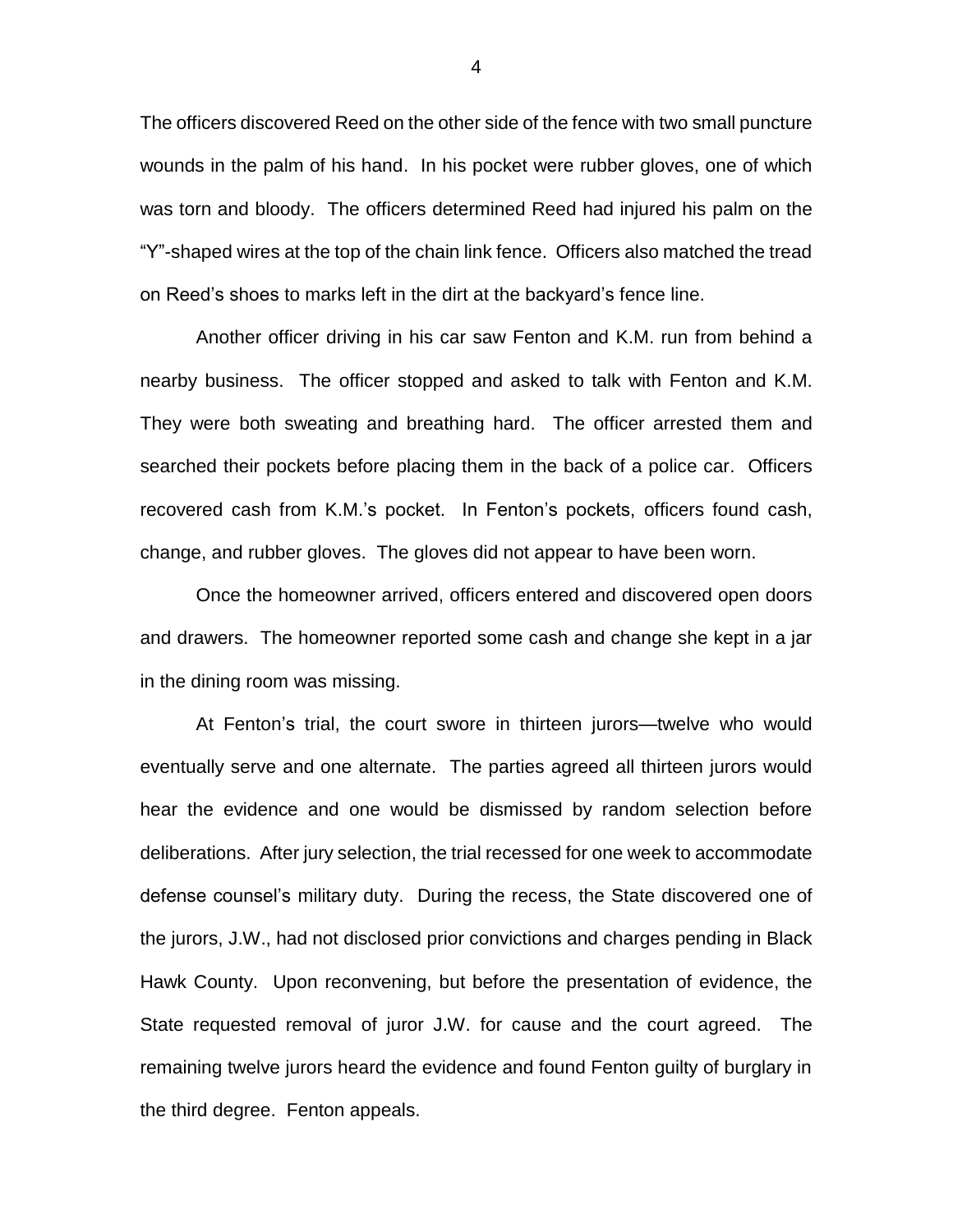The officers discovered Reed on the other side of the fence with two small puncture wounds in the palm of his hand. In his pocket were rubber gloves, one of which was torn and bloody. The officers determined Reed had injured his palm on the "Y"-shaped wires at the top of the chain link fence. Officers also matched the tread on Reed's shoes to marks left in the dirt at the backyard's fence line.

Another officer driving in his car saw Fenton and K.M. run from behind a nearby business. The officer stopped and asked to talk with Fenton and K.M. They were both sweating and breathing hard. The officer arrested them and searched their pockets before placing them in the back of a police car. Officers recovered cash from K.M.'s pocket. In Fenton's pockets, officers found cash, change, and rubber gloves. The gloves did not appear to have been worn.

Once the homeowner arrived, officers entered and discovered open doors and drawers. The homeowner reported some cash and change she kept in a jar in the dining room was missing.

At Fenton's trial, the court swore in thirteen jurors—twelve who would eventually serve and one alternate. The parties agreed all thirteen jurors would hear the evidence and one would be dismissed by random selection before deliberations. After jury selection, the trial recessed for one week to accommodate defense counsel's military duty. During the recess, the State discovered one of the jurors, J.W., had not disclosed prior convictions and charges pending in Black Hawk County. Upon reconvening, but before the presentation of evidence, the State requested removal of juror J.W. for cause and the court agreed. The remaining twelve jurors heard the evidence and found Fenton guilty of burglary in the third degree. Fenton appeals.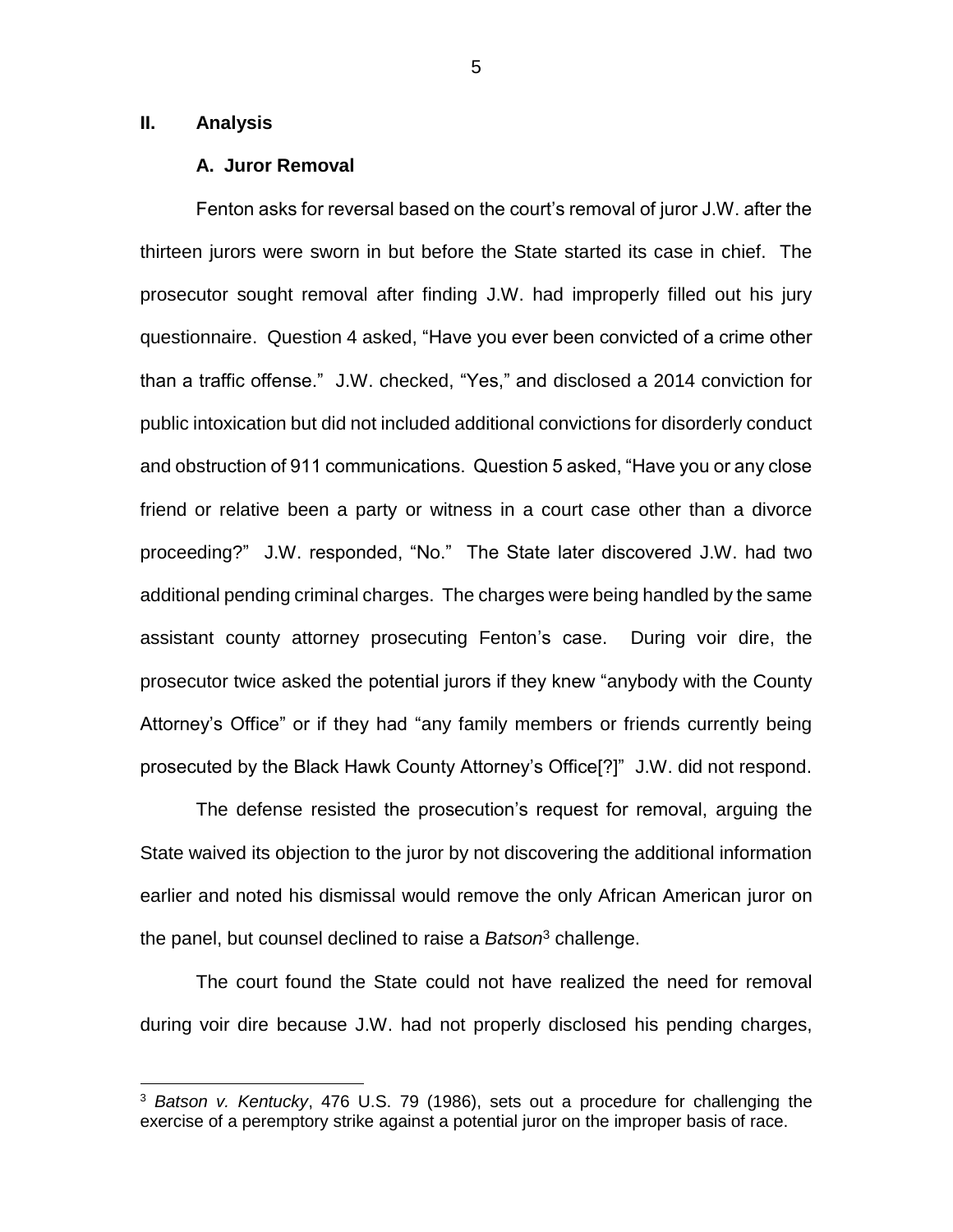## II. Analysis

### A. Juror Removal

Fenton asks for reversal based on the court's removal of juror J.W. after the thirteen jurors were sworn in but before the State started its case in chief. The prosecutor sought removal after finding J.W. had improperly filled out his jury questionnaire. Question 4 asked, "Have you ever been convicted of a crime other than a traffic offense." J.W. checked, "Yes," and disclosed a 2014 conviction for public intoxication but did not included additional convictions for disorderly conduct and obstruction of 911 communications. Question 5 asked, "Have you or any close friend or relative been a party or witness in a court case other than a divorce proceeding?" J.W. responded, "No." The State later discovered J.W. had two additional pending criminal charges. The charges were being handled by the same assistant county attorney prosecuting Fenton's case. During voir dire, the prosecutor twice asked the potential jurors if they knew "anybody with the County Attorney's Office" or if they had "any family members or friends currently being prosecuted by the Black Hawk County Attorney's Office[?]" J.W. did not respond.

The defense resisted the prosecution's request for removal, arguing the State waived its objection to the juror by not discovering the additional information earlier and noted his dismissal would remove the only African American juror on the panel, but counsel declined to raise a *Batson*[3] challenge.

The court found the State could not have realized the need for removal during voir dire because J.W. had not properly disclosed his pending charges,

[3] *Batson v. Kentucky*, 476 U.S. 79 (1986), sets out a procedure for challenging the exercise of a peremptory strike against a potential juror on the improper basis of race.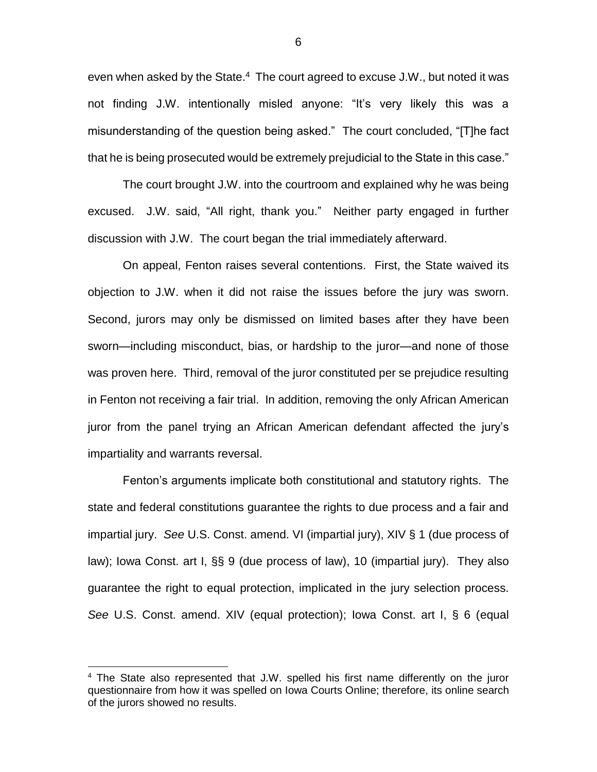even when asked by the State.[4] The court agreed to excuse J.W., but noted it was not finding J.W. intentionally misled anyone: "It's very likely this was a misunderstanding of the question being asked." The court concluded, "[T]he fact that he is being prosecuted would be extremely prejudicial to the State in this case."

The court brought J.W. into the courtroom and explained why he was being excused. J.W. said, "All right, thank you." Neither party engaged in further discussion with J.W. The court began the trial immediately afterward.

On appeal, Fenton raises several contentions. First, the State waived its objection to J.W. when it did not raise the issues before the jury was sworn. Second, jurors may only be dismissed on limited bases after they have been sworn—including misconduct, bias, or hardship to the juror—and none of those was proven here. Third, removal of the juror constituted per se prejudice resulting in Fenton not receiving a fair trial. In addition, removing the only African American juror from the panel trying an African American defendant affected the jury's impartiality and warrants reversal.

Fenton's arguments implicate both constitutional and statutory rights. The state and federal constitutions guarantee the rights to due process and a fair and impartial jury. *See* U.S. Const. amend. VI (impartial jury), XIV § 1 (due process of law); Iowa Const. art I, §§ 9 (due process of law), 10 (impartial jury). They also guarantee the right to equal protection, implicated in the jury selection process. *See* U.S. Const. amend. XIV (equal protection); Iowa Const. art I, § 6 (equal

---

[4] The State also represented that J.W. spelled his first name differently on the juror questionnaire from how it was spelled on Iowa Courts Online; therefore, its online search of the jurors showed no results.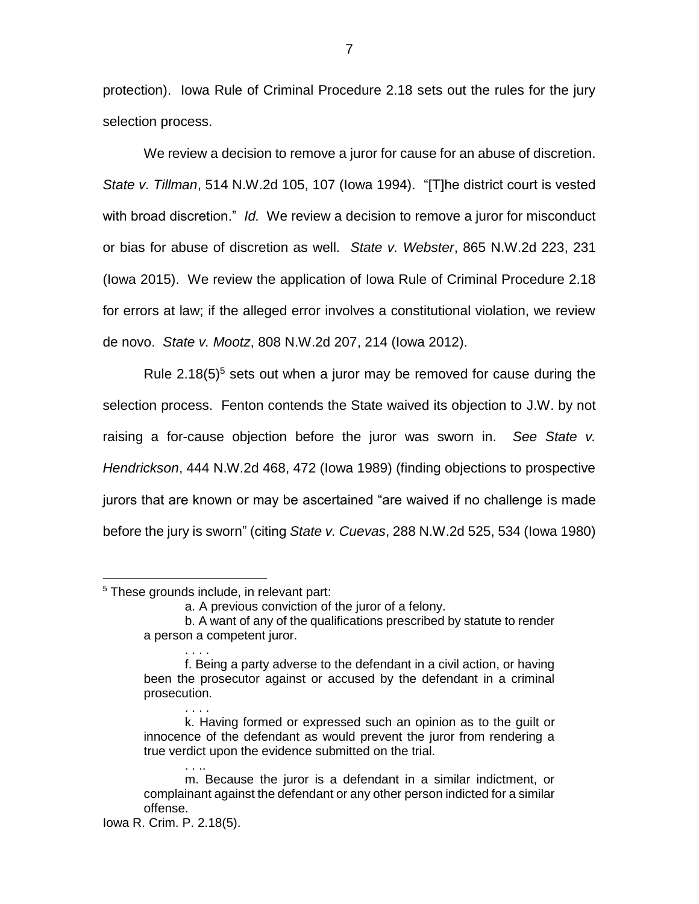protection). Iowa Rule of Criminal Procedure 2.18 sets out the rules for the jury selection process.

We review a decision to remove a juror for cause for an abuse of discretion. *State v. Tillman*, 514 N.W.2d 105, 107 (Iowa 1994). "[T]he district court is vested with broad discretion." *Id.* We review a decision to remove a juror for misconduct or bias for abuse of discretion as well. *State v. Webster*, 865 N.W.2d 223, 231 (Iowa 2015). We review the application of Iowa Rule of Criminal Procedure 2.18 for errors at law; if the alleged error involves a constitutional violation, we review de novo. *State v. Mootz*, 808 N.W.2d 207, 214 (Iowa 2012).

Rule 2.18(5)[5] sets out when a juror may be removed for cause during the selection process. Fenton contends the State waived its objection to J.W. by not raising a for-cause objection before the juror was sworn in. *See State v. Hendrickson*, 444 N.W.2d 468, 472 (Iowa 1989) (finding objections to prospective jurors that are known or may be ascertained "are waived if no challenge is made before the jury is sworn" (citing *State v. Cuevas*, 288 N.W.2d 525, 534 (Iowa 1980)

---

[5] These grounds include, in relevant part:

> a. A previous conviction of the juror of a felony.
>
> b. A want of any of the qualifications prescribed by statute to render a person a competent juror.
>
> . . . .
>
> f. Being a party adverse to the defendant in a civil action, or having been the prosecutor against or accused by the defendant in a criminal prosecution.
>
> . . . .
>
> k. Having formed or expressed such an opinion as to the guilt or innocence of the defendant as would prevent the juror from rendering a true verdict upon the evidence submitted on the trial.
>
> . . ..
>
> m. Because the juror is a defendant in a similar indictment, or complainant against the defendant or any other person indicted for a similar offense.

Iowa R. Crim. P. 2.18(5).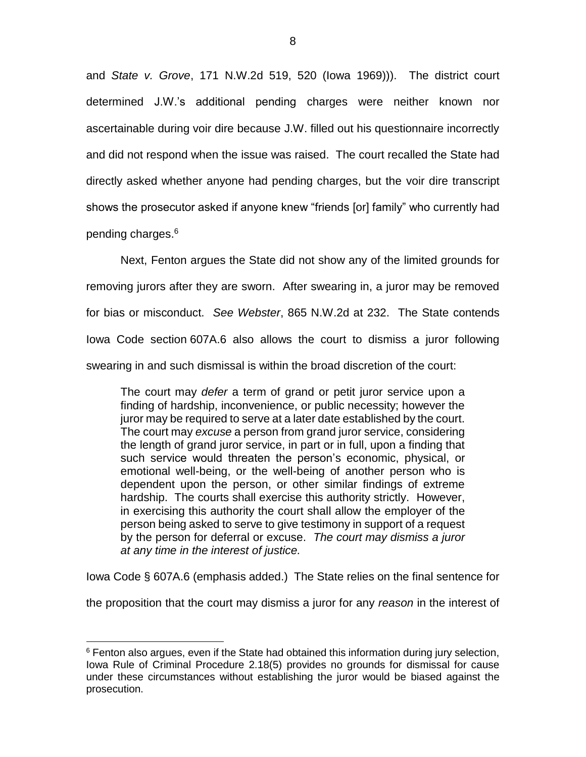and *State v. Grove*, 171 N.W.2d 519, 520 (Iowa 1969))). The district court determined J.W.'s additional pending charges were neither known nor ascertainable during voir dire because J.W. filled out his questionnaire incorrectly and did not respond when the issue was raised. The court recalled the State had directly asked whether anyone had pending charges, but the voir dire transcript shows the prosecutor asked if anyone knew "friends [or] family" who currently had pending charges.[6]

Next, Fenton argues the State did not show any of the limited grounds for removing jurors after they are sworn. After swearing in, a juror may be removed for bias or misconduct. *See Webster*, 865 N.W.2d at 232. The State contends Iowa Code section 607A.6 also allows the court to dismiss a juror following swearing in and such dismissal is within the broad discretion of the court:

> The court may *defer* a term of grand or petit juror service upon a finding of hardship, inconvenience, or public necessity; however the juror may be required to serve at a later date established by the court. The court may *excuse* a person from grand juror service, considering the length of grand juror service, in part or in full, upon a finding that such service would threaten the person's economic, physical, or emotional well-being, or the well-being of another person who is dependent upon the person, or other similar findings of extreme hardship. The courts shall exercise this authority strictly. However, in exercising this authority the court shall allow the employer of the person being asked to serve to give testimony in support of a request by the person for deferral or excuse. *The court may dismiss a juror at any time in the interest of justice.*

Iowa Code § 607A.6 (emphasis added.) The State relies on the final sentence for the proposition that the court may dismiss a juror for any *reason* in the interest of

[6] Fenton also argues, even if the State had obtained this information during jury selection, Iowa Rule of Criminal Procedure 2.18(5) provides no grounds for dismissal for cause under these circumstances without establishing the juror would be biased against the prosecution.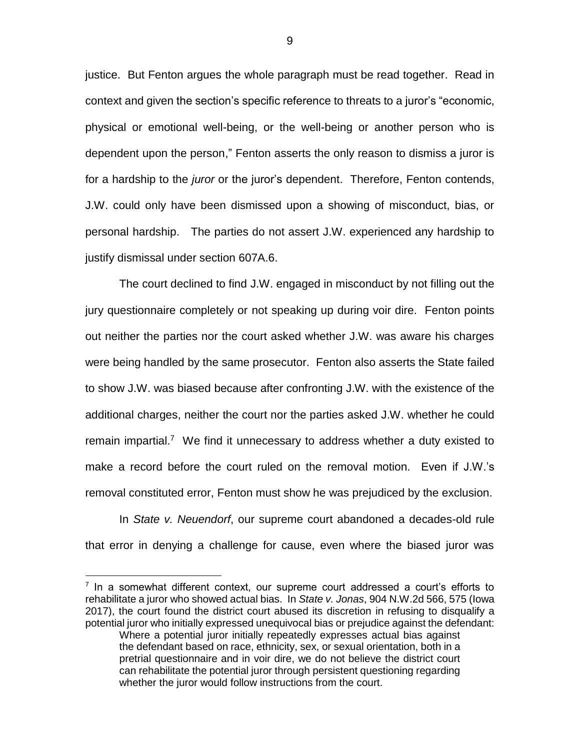justice. But Fenton argues the whole paragraph must be read together. Read in context and given the section's specific reference to threats to a juror's "economic, physical or emotional well-being, or the well-being or another person who is dependent upon the person," Fenton asserts the only reason to dismiss a juror is for a hardship to the *juror* or the juror's dependent. Therefore, Fenton contends, J.W. could only have been dismissed upon a showing of misconduct, bias, or personal hardship. The parties do not assert J.W. experienced any hardship to justify dismissal under section 607A.6.

The court declined to find J.W. engaged in misconduct by not filling out the jury questionnaire completely or not speaking up during voir dire. Fenton points out neither the parties nor the court asked whether J.W. was aware his charges were being handled by the same prosecutor. Fenton also asserts the State failed to show J.W. was biased because after confronting J.W. with the existence of the additional charges, neither the court nor the parties asked J.W. whether he could remain impartial.[7] We find it unnecessary to address whether a duty existed to make a record before the court ruled on the removal motion. Even if J.W.'s removal constituted error, Fenton must show he was prejudiced by the exclusion.

In *State v. Neuendorf*, our supreme court abandoned a decades-old rule that error in denying a challenge for cause, even where the biased juror was

[7] In a somewhat different context, our supreme court addressed a court's efforts to rehabilitate a juror who showed actual bias. In *State v. Jonas*, 904 N.W.2d 566, 575 (Iowa 2017), the court found the district court abused its discretion in refusing to disqualify a potential juror who initially expressed unequivocal bias or prejudice against the defendant:

> Where a potential juror initially repeatedly expresses actual bias against the defendant based on race, ethnicity, sex, or sexual orientation, both in a pretrial questionnaire and in voir dire, we do not believe the district court can rehabilitate the potential juror through persistent questioning regarding whether the juror would follow instructions from the court.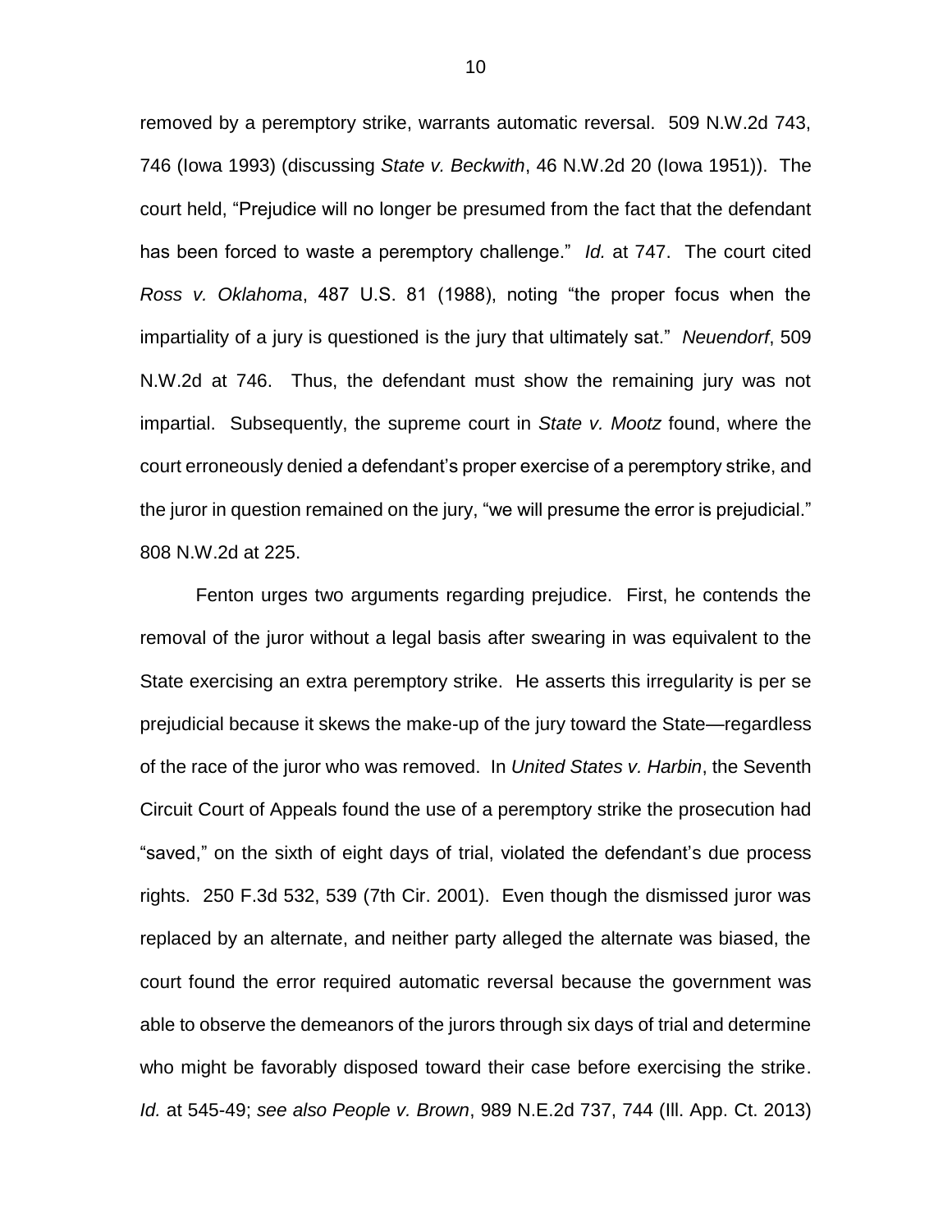removed by a peremptory strike, warrants automatic reversal. 509 N.W.2d 743, 746 (Iowa 1993) (discussing *State v. Beckwith*, 46 N.W.2d 20 (Iowa 1951)). The court held, "Prejudice will no longer be presumed from the fact that the defendant has been forced to waste a peremptory challenge." *Id.* at 747. The court cited *Ross v. Oklahoma*, 487 U.S. 81 (1988), noting "the proper focus when the impartiality of a jury is questioned is the jury that ultimately sat." *Neuendorf*, 509 N.W.2d at 746. Thus, the defendant must show the remaining jury was not impartial. Subsequently, the supreme court in *State v. Mootz* found, where the court erroneously denied a defendant's proper exercise of a peremptory strike, and the juror in question remained on the jury, "we will presume the error is prejudicial." 808 N.W.2d at 225.

Fenton urges two arguments regarding prejudice. First, he contends the removal of the juror without a legal basis after swearing in was equivalent to the State exercising an extra peremptory strike. He asserts this irregularity is per se prejudicial because it skews the make-up of the jury toward the State—regardless of the race of the juror who was removed. In *United States v. Harbin*, the Seventh Circuit Court of Appeals found the use of a peremptory strike the prosecution had "saved," on the sixth of eight days of trial, violated the defendant's due process rights. 250 F.3d 532, 539 (7th Cir. 2001). Even though the dismissed juror was replaced by an alternate, and neither party alleged the alternate was biased, the court found the error required automatic reversal because the government was able to observe the demeanors of the jurors through six days of trial and determine who might be favorably disposed toward their case before exercising the strike. *Id.* at 545-49; *see also People v. Brown*, 989 N.E.2d 737, 744 (Ill. App. Ct. 2013)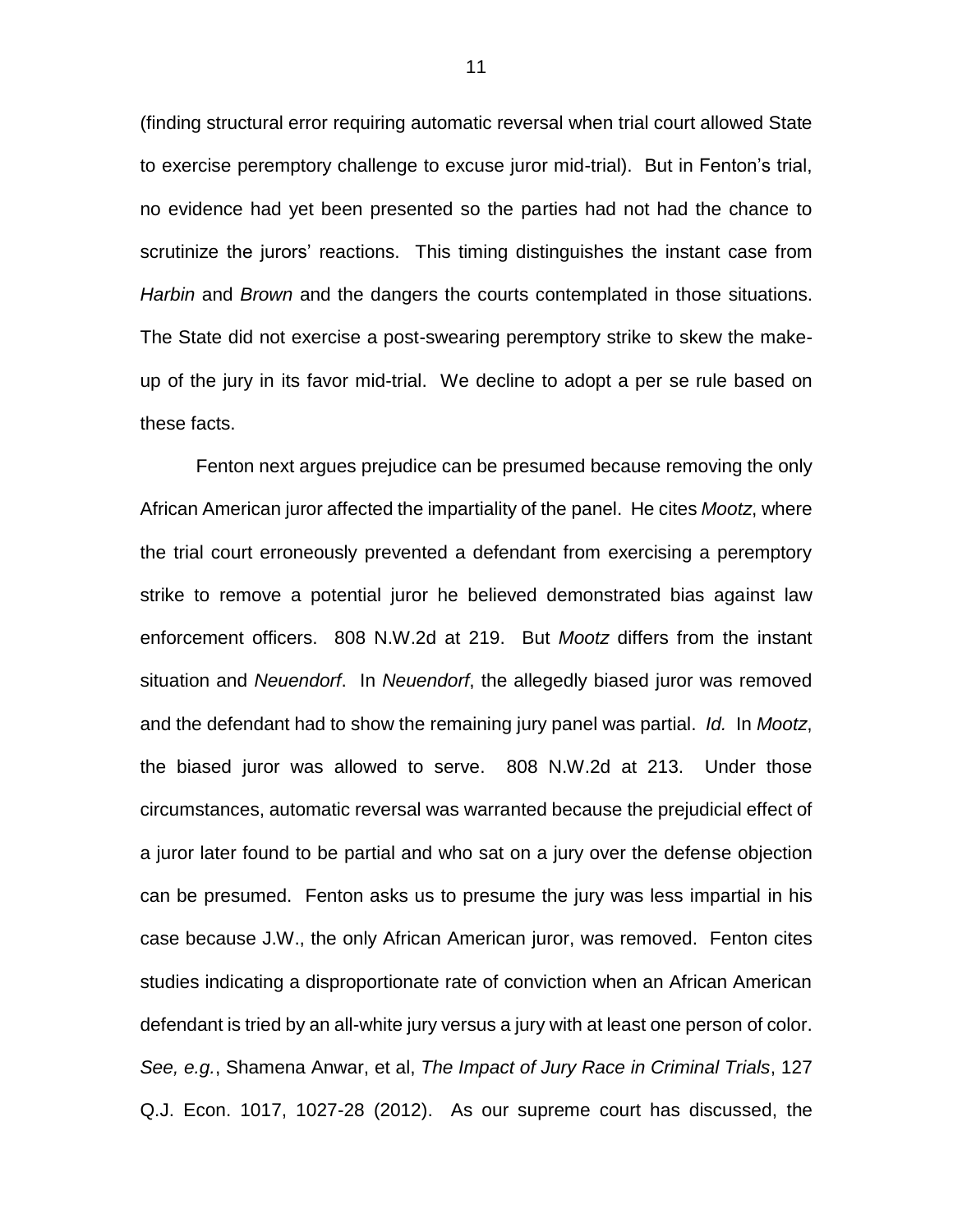(finding structural error requiring automatic reversal when trial court allowed State to exercise peremptory challenge to excuse juror mid-trial). But in Fenton's trial, no evidence had yet been presented so the parties had not had the chance to scrutinize the jurors' reactions. This timing distinguishes the instant case from *Harbin* and *Brown* and the dangers the courts contemplated in those situations. The State did not exercise a post-swearing peremptory strike to skew the make-up of the jury in its favor mid-trial. We decline to adopt a per se rule based on these facts.

Fenton next argues prejudice can be presumed because removing the only African American juror affected the impartiality of the panel. He cites *Mootz*, where the trial court erroneously prevented a defendant from exercising a peremptory strike to remove a potential juror he believed demonstrated bias against law enforcement officers. 808 N.W.2d at 219. But *Mootz* differs from the instant situation and *Neuendorf*. In *Neuendorf*, the allegedly biased juror was removed and the defendant had to show the remaining jury panel was partial. *Id.* In *Mootz*, the biased juror was allowed to serve. 808 N.W.2d at 213. Under those circumstances, automatic reversal was warranted because the prejudicial effect of a juror later found to be partial and who sat on a jury over the defense objection can be presumed. Fenton asks us to presume the jury was less impartial in his case because J.W., the only African American juror, was removed. Fenton cites studies indicating a disproportionate rate of conviction when an African American defendant is tried by an all-white jury versus a jury with at least one person of color. *See, e.g.*, Shamena Anwar, et al, *The Impact of Jury Race in Criminal Trials*, 127 Q.J. Econ. 1017, 1027-28 (2012). As our supreme court has discussed, the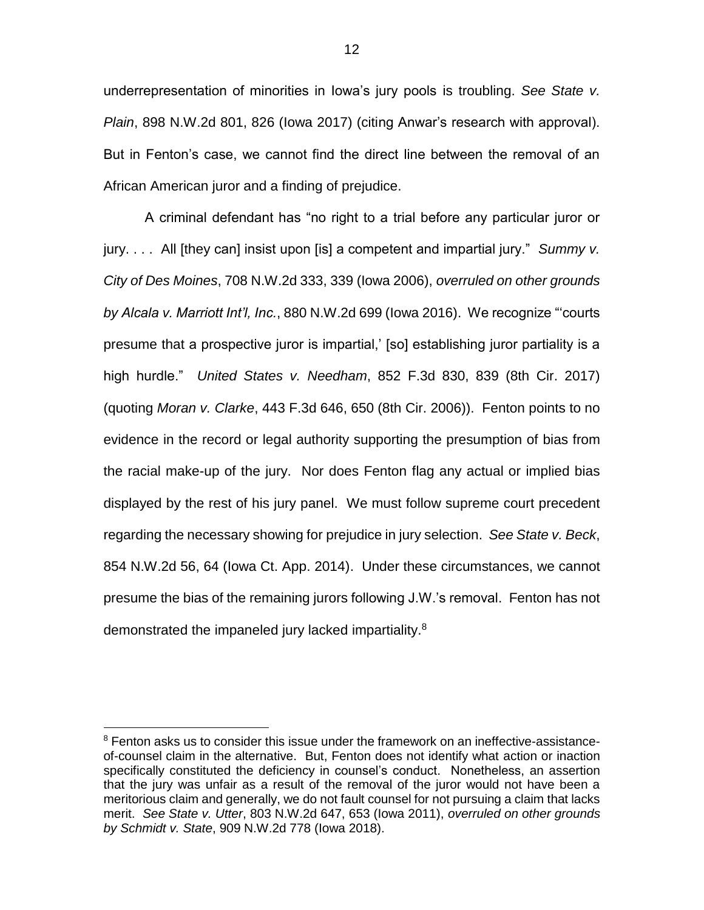underrepresentation of minorities in Iowa's jury pools is troubling. *See State v. Plain*, 898 N.W.2d 801, 826 (Iowa 2017) (citing Anwar's research with approval). But in Fenton's case, we cannot find the direct line between the removal of an African American juror and a finding of prejudice.

A criminal defendant has "no right to a trial before any particular juror or jury. . . . All [they can] insist upon [is] a competent and impartial jury." *Summy v. City of Des Moines*, 708 N.W.2d 333, 339 (Iowa 2006), *overruled on other grounds by Alcala v. Marriott Int'l, Inc.*, 880 N.W.2d 699 (Iowa 2016). We recognize "'courts presume that a prospective juror is impartial,' [so] establishing juror partiality is a high hurdle." *United States v. Needham*, 852 F.3d 830, 839 (8th Cir. 2017) (quoting *Moran v. Clarke*, 443 F.3d 646, 650 (8th Cir. 2006)). Fenton points to no evidence in the record or legal authority supporting the presumption of bias from the racial make-up of the jury. Nor does Fenton flag any actual or implied bias displayed by the rest of his jury panel. We must follow supreme court precedent regarding the necessary showing for prejudice in jury selection. *See State v. Beck*, 854 N.W.2d 56, 64 (Iowa Ct. App. 2014). Under these circumstances, we cannot presume the bias of the remaining jurors following J.W.'s removal. Fenton has not demonstrated the impaneled jury lacked impartiality.[8]

---

[8] Fenton asks us to consider this issue under the framework on an ineffective-assistance-of-counsel claim in the alternative. But, Fenton does not identify what action or inaction specifically constituted the deficiency in counsel's conduct. Nonetheless, an assertion that the jury was unfair as a result of the removal of the juror would not have been a meritorious claim and generally, we do not fault counsel for not pursuing a claim that lacks merit. *See State v. Utter*, 803 N.W.2d 647, 653 (Iowa 2011), *overruled on other grounds by Schmidt v. State*, 909 N.W.2d 778 (Iowa 2018).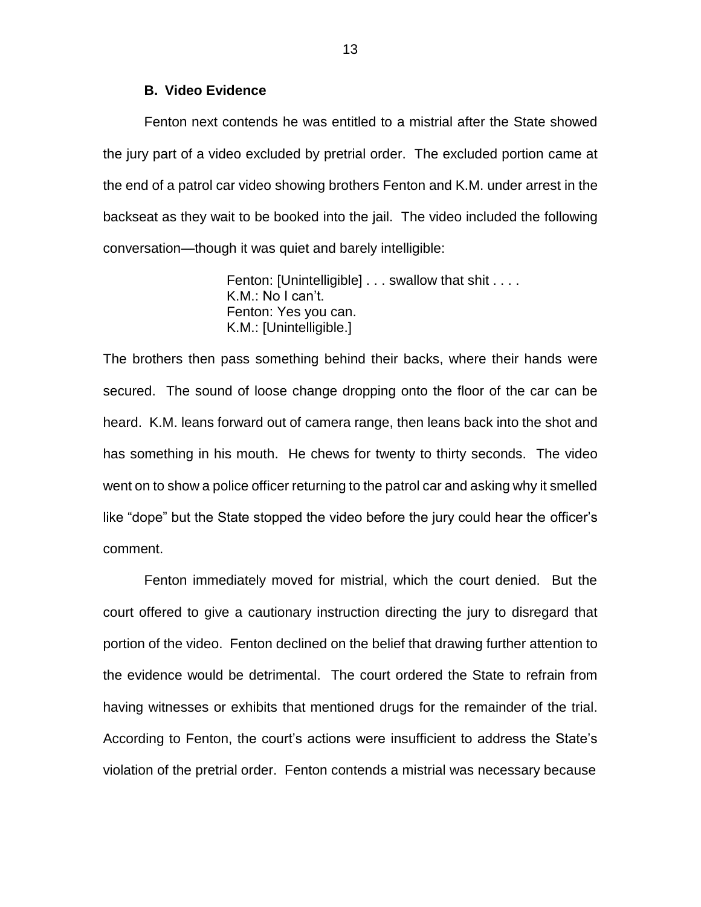### B. Video Evidence

Fenton next contends he was entitled to a mistrial after the State showed the jury part of a video excluded by pretrial order. The excluded portion came at the end of a patrol car video showing brothers Fenton and K.M. under arrest in the backseat as they wait to be booked into the jail. The video included the following conversation—though it was quiet and barely intelligible:

> Fenton: [Unintelligible] . . . swallow that shit . . . .
> K.M.: No I can't.
> Fenton: Yes you can.
> K.M.: [Unintelligible.]

The brothers then pass something behind their backs, where their hands were secured. The sound of loose change dropping onto the floor of the car can be heard. K.M. leans forward out of camera range, then leans back into the shot and has something in his mouth. He chews for twenty to thirty seconds. The video went on to show a police officer returning to the patrol car and asking why it smelled like "dope" but the State stopped the video before the jury could hear the officer's comment.

Fenton immediately moved for mistrial, which the court denied. But the court offered to give a cautionary instruction directing the jury to disregard that portion of the video. Fenton declined on the belief that drawing further attention to the evidence would be detrimental. The court ordered the State to refrain from having witnesses or exhibits that mentioned drugs for the remainder of the trial. According to Fenton, the court's actions were insufficient to address the State's violation of the pretrial order. Fenton contends a mistrial was necessary because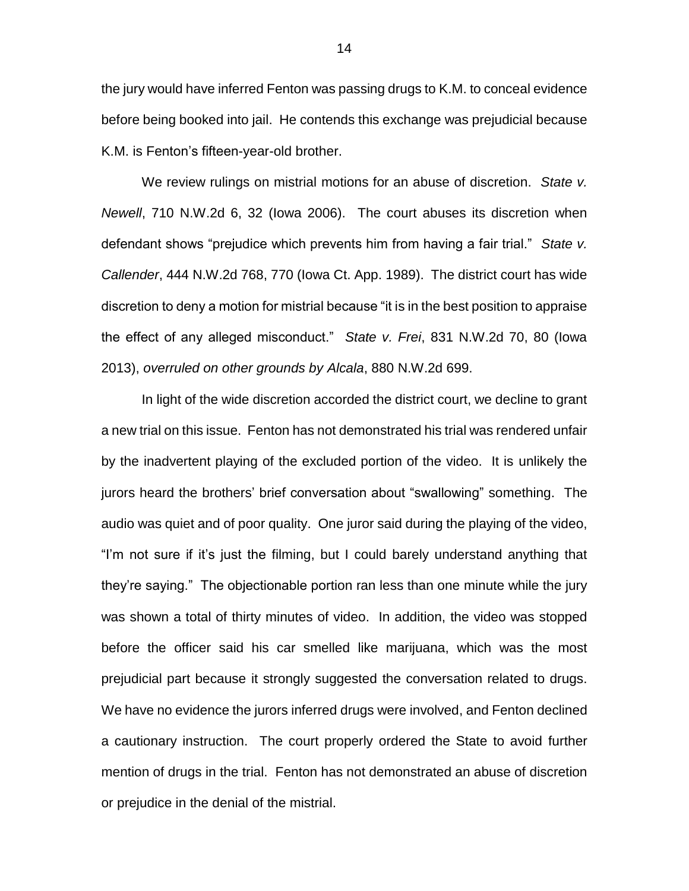the jury would have inferred Fenton was passing drugs to K.M. to conceal evidence before being booked into jail. He contends this exchange was prejudicial because K.M. is Fenton's fifteen-year-old brother.

We review rulings on mistrial motions for an abuse of discretion. *State v. Newell*, 710 N.W.2d 6, 32 (Iowa 2006). The court abuses its discretion when defendant shows "prejudice which prevents him from having a fair trial." *State v. Callender*, 444 N.W.2d 768, 770 (Iowa Ct. App. 1989). The district court has wide discretion to deny a motion for mistrial because "it is in the best position to appraise the effect of any alleged misconduct." *State v. Frei*, 831 N.W.2d 70, 80 (Iowa 2013), *overruled on other grounds by Alcala*, 880 N.W.2d 699.

In light of the wide discretion accorded the district court, we decline to grant a new trial on this issue. Fenton has not demonstrated his trial was rendered unfair by the inadvertent playing of the excluded portion of the video. It is unlikely the jurors heard the brothers' brief conversation about "swallowing" something. The audio was quiet and of poor quality. One juror said during the playing of the video, "I'm not sure if it's just the filming, but I could barely understand anything that they're saying." The objectionable portion ran less than one minute while the jury was shown a total of thirty minutes of video. In addition, the video was stopped before the officer said his car smelled like marijuana, which was the most prejudicial part because it strongly suggested the conversation related to drugs. We have no evidence the jurors inferred drugs were involved, and Fenton declined a cautionary instruction. The court properly ordered the State to avoid further mention of drugs in the trial. Fenton has not demonstrated an abuse of discretion or prejudice in the denial of the mistrial.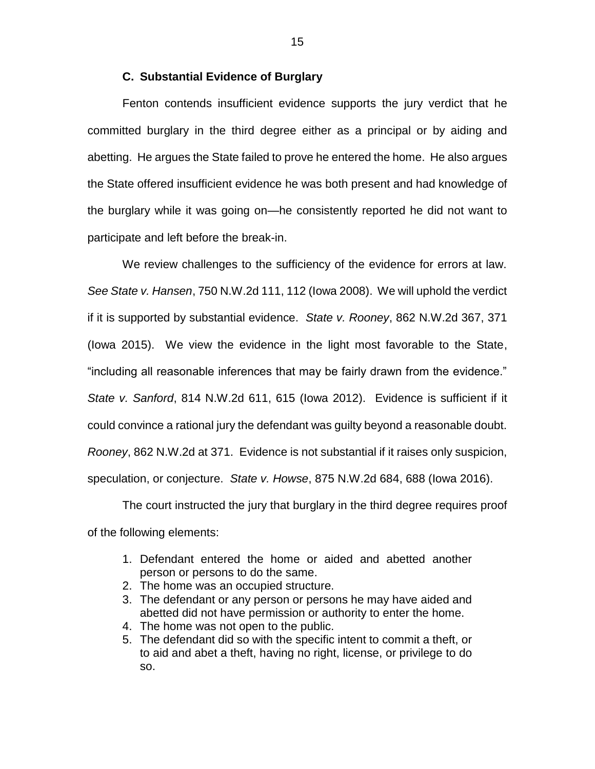### C. Substantial Evidence of Burglary

Fenton contends insufficient evidence supports the jury verdict that he committed burglary in the third degree either as a principal or by aiding and abetting. He argues the State failed to prove he entered the home. He also argues the State offered insufficient evidence he was both present and had knowledge of the burglary while it was going on—he consistently reported he did not want to participate and left before the break-in.

We review challenges to the sufficiency of the evidence for errors at law. *See State v. Hansen*, 750 N.W.2d 111, 112 (Iowa 2008). We will uphold the verdict if it is supported by substantial evidence. *State v. Rooney*, 862 N.W.2d 367, 371 (Iowa 2015). We view the evidence in the light most favorable to the State, "including all reasonable inferences that may be fairly drawn from the evidence." *State v. Sanford*, 814 N.W.2d 611, 615 (Iowa 2012). Evidence is sufficient if it could convince a rational jury the defendant was guilty beyond a reasonable doubt. *Rooney*, 862 N.W.2d at 371. Evidence is not substantial if it raises only suspicion, speculation, or conjecture. *State v. Howse*, 875 N.W.2d 684, 688 (Iowa 2016).

The court instructed the jury that burglary in the third degree requires proof of the following elements:

> 1. Defendant entered the home or aided and abetted another person or persons to do the same.
> 2. The home was an occupied structure.
> 3. The defendant or any person or persons he may have aided and abetted did not have permission or authority to enter the home.
> 4. The home was not open to the public.
> 5. The defendant did so with the specific intent to commit a theft, or to aid and abet a theft, having no right, license, or privilege to do so.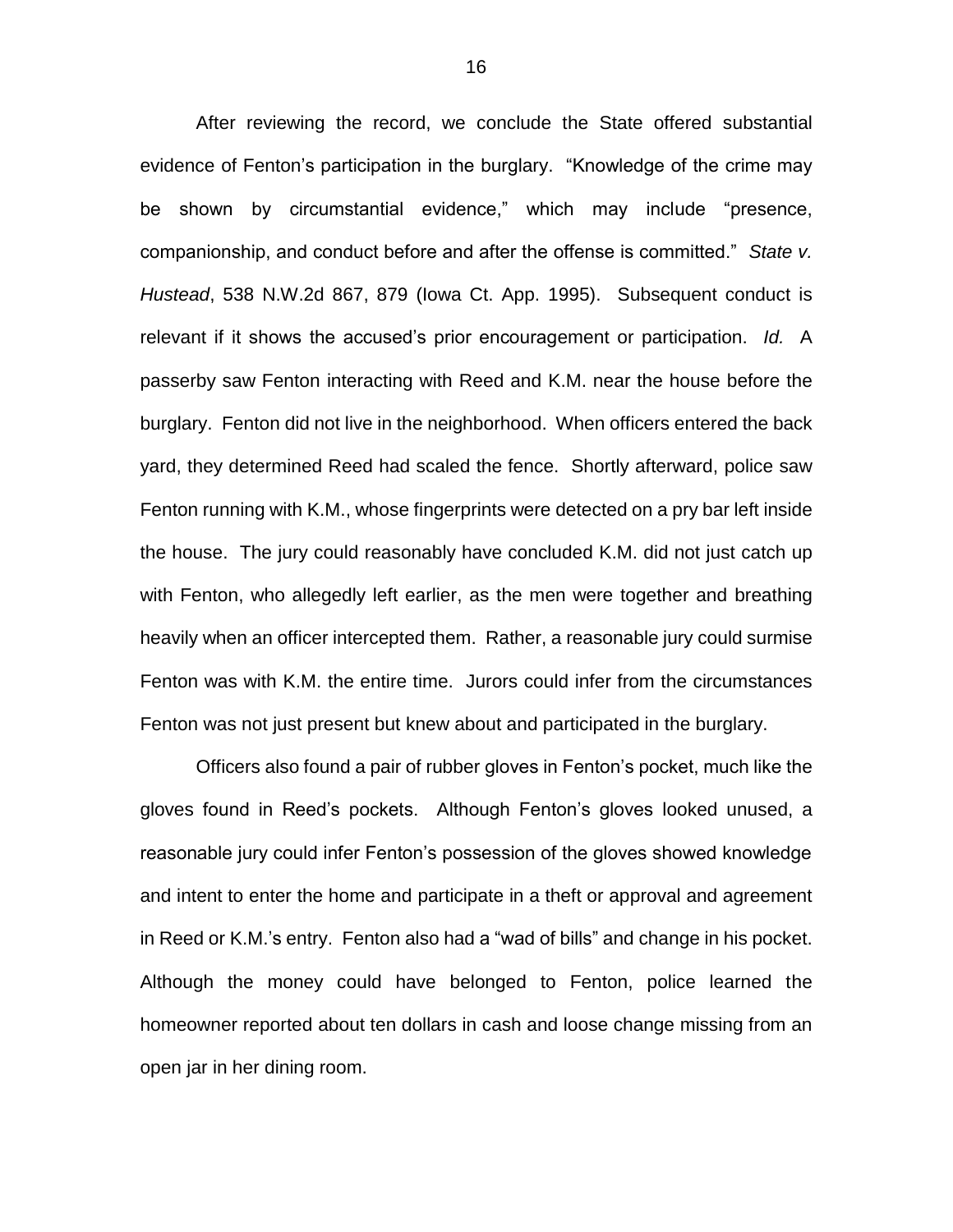After reviewing the record, we conclude the State offered substantial evidence of Fenton's participation in the burglary. "Knowledge of the crime may be shown by circumstantial evidence," which may include "presence, companionship, and conduct before and after the offense is committed." *State v. Hustead*, 538 N.W.2d 867, 879 (Iowa Ct. App. 1995). Subsequent conduct is relevant if it shows the accused's prior encouragement or participation. *Id.* A passerby saw Fenton interacting with Reed and K.M. near the house before the burglary. Fenton did not live in the neighborhood. When officers entered the back yard, they determined Reed had scaled the fence. Shortly afterward, police saw Fenton running with K.M., whose fingerprints were detected on a pry bar left inside the house. The jury could reasonably have concluded K.M. did not just catch up with Fenton, who allegedly left earlier, as the men were together and breathing heavily when an officer intercepted them. Rather, a reasonable jury could surmise Fenton was with K.M. the entire time. Jurors could infer from the circumstances Fenton was not just present but knew about and participated in the burglary.

Officers also found a pair of rubber gloves in Fenton's pocket, much like the gloves found in Reed's pockets. Although Fenton's gloves looked unused, a reasonable jury could infer Fenton's possession of the gloves showed knowledge and intent to enter the home and participate in a theft or approval and agreement in Reed or K.M.'s entry. Fenton also had a "wad of bills" and change in his pocket. Although the money could have belonged to Fenton, police learned the homeowner reported about ten dollars in cash and loose change missing from an open jar in her dining room.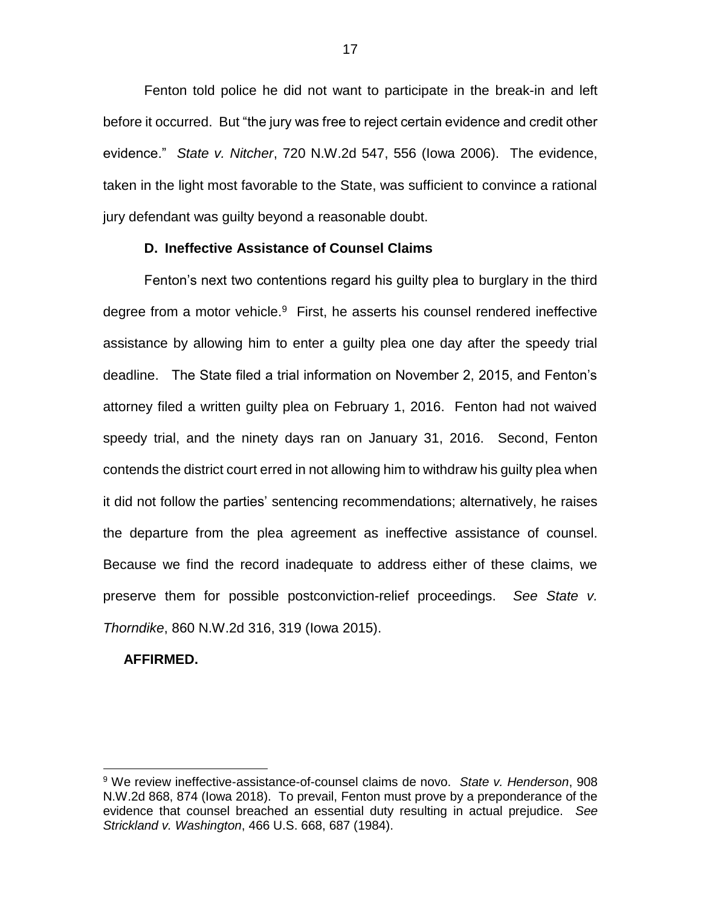Fenton told police he did not want to participate in the break-in and left before it occurred. But "the jury was free to reject certain evidence and credit other evidence." *State v. Nitcher*, 720 N.W.2d 547, 556 (Iowa 2006). The evidence, taken in the light most favorable to the State, was sufficient to convince a rational jury defendant was guilty beyond a reasonable doubt.

### D. Ineffective Assistance of Counsel Claims

Fenton's next two contentions regard his guilty plea to burglary in the third degree from a motor vehicle.[9] First, he asserts his counsel rendered ineffective assistance by allowing him to enter a guilty plea one day after the speedy trial deadline. The State filed a trial information on November 2, 2015, and Fenton's attorney filed a written guilty plea on February 1, 2016. Fenton had not waived speedy trial, and the ninety days ran on January 31, 2016. Second, Fenton contends the district court erred in not allowing him to withdraw his guilty plea when it did not follow the parties' sentencing recommendations; alternatively, he raises the departure from the plea agreement as ineffective assistance of counsel. Because we find the record inadequate to address either of these claims, we preserve them for possible postconviction-relief proceedings. *See State v. Thorndike*, 860 N.W.2d 316, 319 (Iowa 2015).

**AFFIRMED.**

---

[9] We review ineffective-assistance-of-counsel claims de novo. *State v. Henderson*, 908 N.W.2d 868, 874 (Iowa 2018). To prevail, Fenton must prove by a preponderance of the evidence that counsel breached an essential duty resulting in actual prejudice. *See Strickland v. Washington*, 466 U.S. 668, 687 (1984).